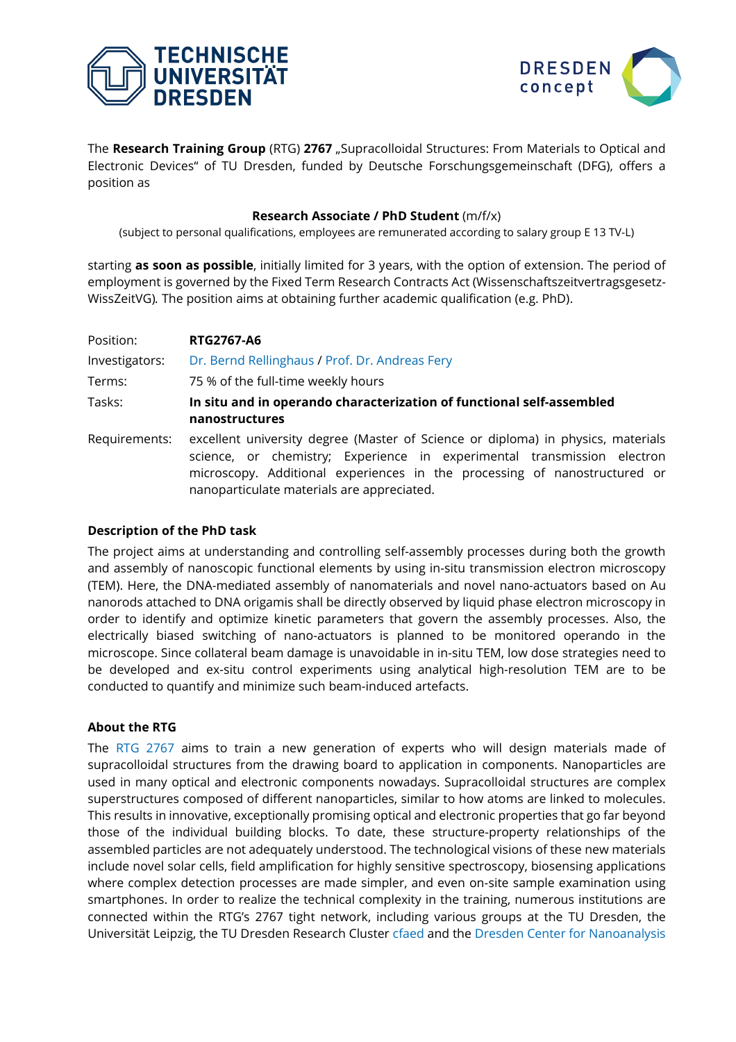The **Research Training Group** (RTG) **2767** „Supracolloidal Structures: From Materials to Optical and Electronic Devices" of TU Dresden, funded by Deutsche Forschungsgemeinschaft (DFG), offers a position as

**Research Associate / PhD Student** (m/f/x)

(subject to personal qualifications, employees are remunerated according to salary group E 13 TV-L)

starting **as soon as possible**, initially limited for 3 years, with the option of extension. The period of employment is governed by the Fixed Term Research Contracts Act (Wissenschaftszeitvertragsgesetz-WissZeitVG). The position aims at obtaining further academic qualification (e.g. PhD).

| | |
|---|---|
| Position: | **RTG2767-A6** |
| Investigators: | Dr. Bernd Rellinghaus / Prof. Dr. Andreas Fery |
| Terms: | 75 % of the full-time weekly hours |
| Tasks: | **In situ and in operando characterization of functional self-assembled nanostructures** |
| Requirements: | excellent university degree (Master of Science or diploma) in physics, materials science, or chemistry; Experience in experimental transmission electron microscopy. Additional experiences in the processing of nanostructured or nanoparticulate materials are appreciated. |

**Description of the PhD task**

The project aims at understanding and controlling self-assembly processes during both the growth and assembly of nanoscopic functional elements by using in-situ transmission electron microscopy (TEM). Here, the DNA-mediated assembly of nanomaterials and novel nano-actuators based on Au nanorods attached to DNA origamis shall be directly observed by liquid phase electron microscopy in order to identify and optimize kinetic parameters that govern the assembly processes. Also, the electrically biased switching of nano-actuators is planned to be monitored operando in the microscope. Since collateral beam damage is unavoidable in in-situ TEM, low dose strategies need to be developed and ex-situ control experiments using analytical high-resolution TEM are to be conducted to quantify and minimize such beam-induced artefacts.

**About the RTG**

The RTG 2767 aims to train a new generation of experts who will design materials made of supracolloidal structures from the drawing board to application in components. Nanoparticles are used in many optical and electronic components nowadays. Supracolloidal structures are complex superstructures composed of different nanoparticles, similar to how atoms are linked to molecules. This results in innovative, exceptionally promising optical and electronic properties that go far beyond those of the individual building blocks. To date, these structure-property relationships of the assembled particles are not adequately understood. The technological visions of these new materials include novel solar cells, field amplification for highly sensitive spectroscopy, biosensing applications where complex detection processes are made simpler, and even on-site sample examination using smartphones. In order to realize the technical complexity in the training, numerous institutions are connected within the RTG's 2767 tight network, including various groups at the TU Dresden, the Universität Leipzig, the TU Dresden Research Cluster cfaed and the Dresden Center for Nanoanalysis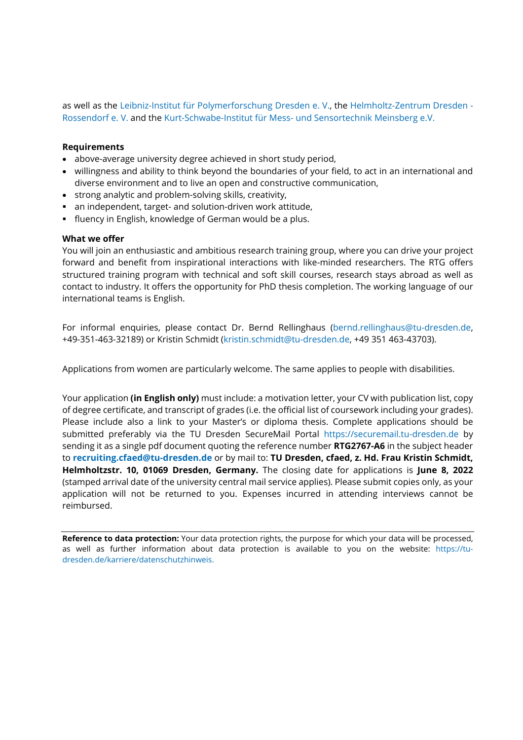as well as the Leibniz-Institut für Polymerforschung Dresden e. V., the Helmholtz-Zentrum Dresden - Rossendorf e. V. and the Kurt-Schwabe-Institut für Mess- und Sensortechnik Meinsberg e.V.

**Requirements**

- above-average university degree achieved in short study period,
- willingness and ability to think beyond the boundaries of your field, to act in an international and diverse environment and to live an open and constructive communication,
- strong analytic and problem-solving skills, creativity,
- an independent, target- and solution-driven work attitude,
- fluency in English, knowledge of German would be a plus.

**What we offer**

You will join an enthusiastic and ambitious research training group, where you can drive your project forward and benefit from inspirational interactions with like-minded researchers. The RTG offers structured training program with technical and soft skill courses, research stays abroad as well as contact to industry. It offers the opportunity for PhD thesis completion. The working language of our international teams is English.

For informal enquiries, please contact Dr. Bernd Rellinghaus (bernd.rellinghaus@tu-dresden.de, +49-351-463-32189) or Kristin Schmidt (kristin.schmidt@tu-dresden.de, +49 351 463-43703).

Applications from women are particularly welcome. The same applies to people with disabilities.

Your application **(in English only)** must include: a motivation letter, your CV with publication list, copy of degree certificate, and transcript of grades (i.e. the official list of coursework including your grades). Please include also a link to your Master's or diploma thesis. Complete applications should be submitted preferably via the TU Dresden SecureMail Portal https://securemail.tu-dresden.de by sending it as a single pdf document quoting the reference number **RTG2767-A6** in the subject header to **recruiting.cfaed@tu-dresden.de** or by mail to: **TU Dresden, cfaed, z. Hd. Frau Kristin Schmidt, Helmholtzstr. 10, 01069 Dresden, Germany.** The closing date for applications is **June 8, 2022** (stamped arrival date of the university central mail service applies). Please submit copies only, as your application will not be returned to you. Expenses incurred in attending interviews cannot be reimbursed.

---

**Reference to data protection:** Your data protection rights, the purpose for which your data will be processed, as well as further information about data protection is available to you on the website: https://tu-dresden.de/karriere/datenschutzhinweis.